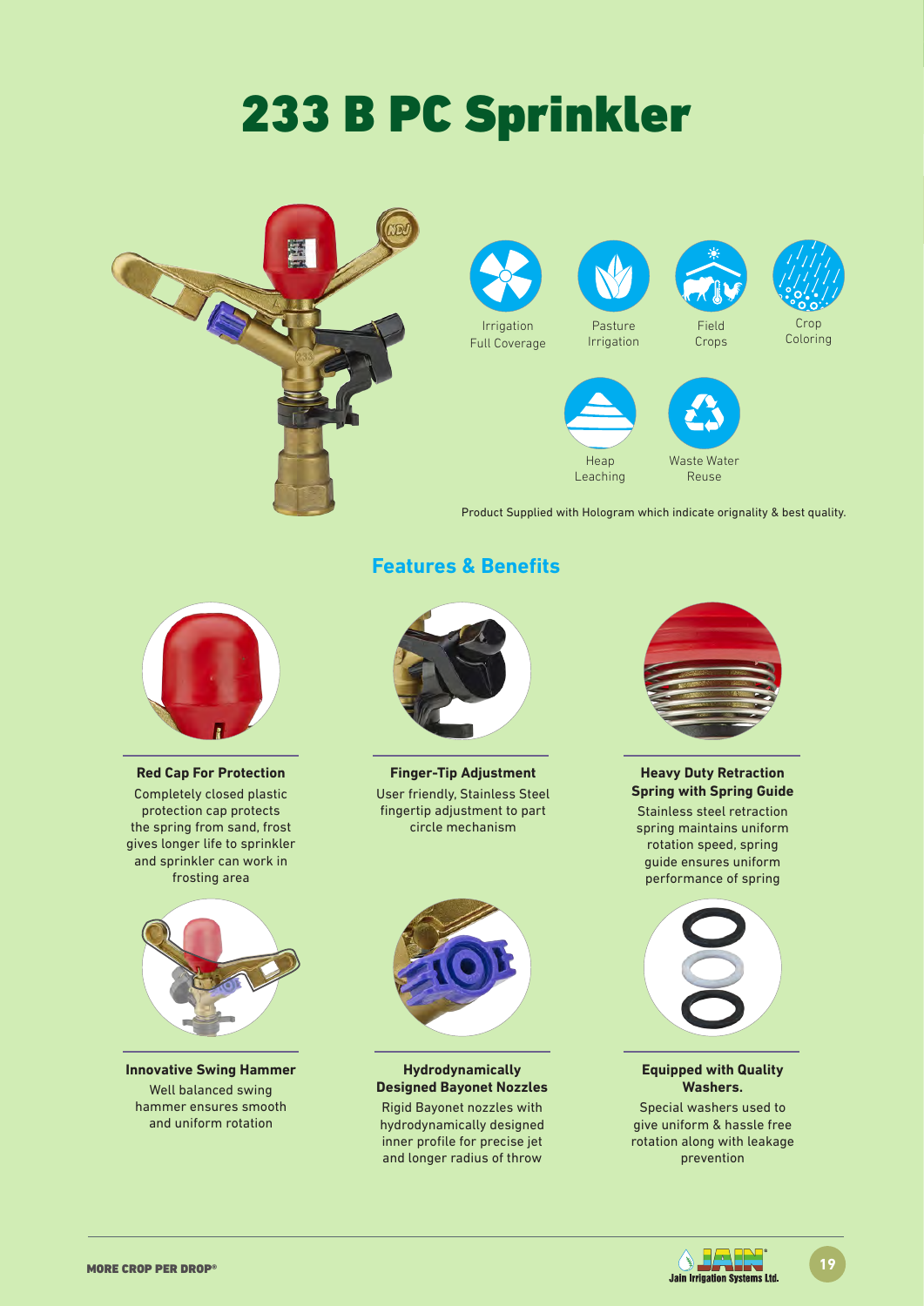# 233 B PC Sprinkler

Irrigation Full Coverage

Pasture Irrigation

Field Crops

Crop Coloring

Heap Leaching

Waste Water Reuse

Product Supplied with Hologram which indicate orignality & best quality.

## Features & Benefits

### Red Cap For Protection

Completely closed plastic protection cap protects the spring from sand, frost gives longer life to sprinkler and sprinkler can work in frosting area

### Finger-Tip Adjustment

User friendly, Stainless Steel fingertip adjustment to part circle mechanism

### Heavy Duty Retraction Spring with Spring Guide

Stainless steel retraction spring maintains uniform rotation speed, spring guide ensures uniform performance of spring

### Innovative Swing Hammer

Well balanced swing hammer ensures smooth and uniform rotation

### Hydrodynamically Designed Bayonet Nozzles

Rigid Bayonet nozzles with hydrodynamically designed inner profile for precise jet and longer radius of throw

### Equipped with Quality Washers.

Special washers used to give uniform & hassle free rotation along with leakage prevention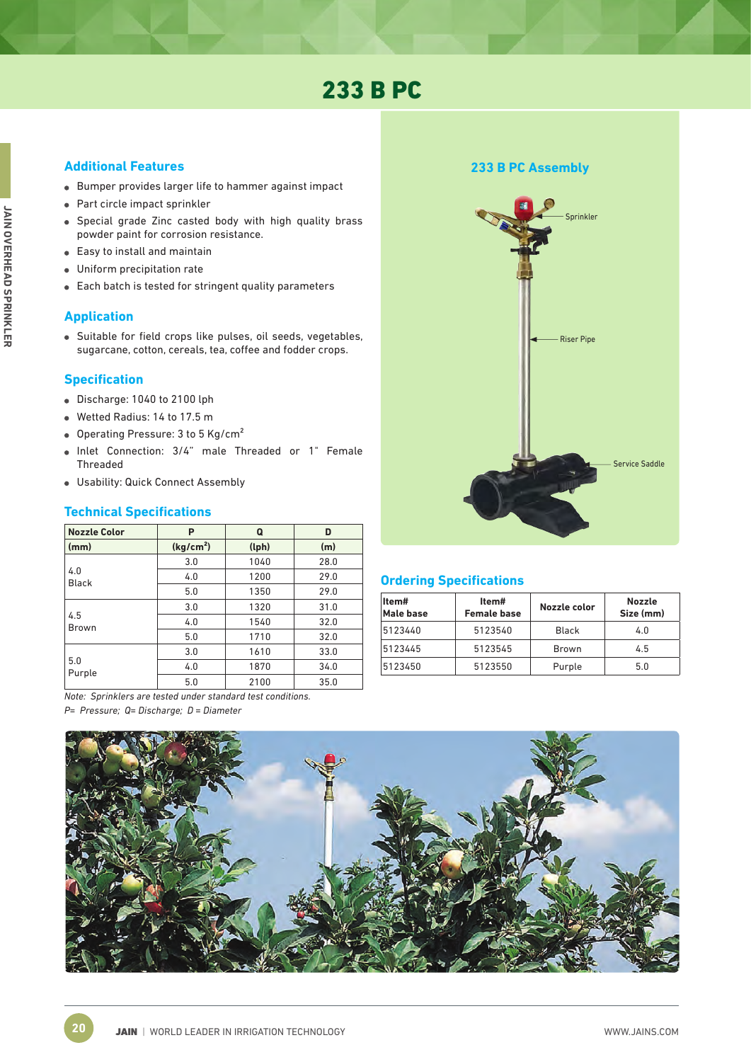# 233 B PC

## Additional Features

- Bumper provides larger life to hammer against impact
- Part circle impact sprinkler
- Special grade Zinc casted body with high quality brass powder paint for corrosion resistance.
- Easy to install and maintain
- Uniform precipitation rate
- Each batch is tested for stringent quality parameters

## Application

- Suitable for field crops like pulses, oil seeds, vegetables, sugarcane, cotton, cereals, tea, coffee and fodder crops.

## Specification

- Discharge: 1040 to 2100 lph
- Wetted Radius: 14 to 17.5 m
- Operating Pressure: 3 to 5 Kg/cm$^2$
- Inlet Connection: 3/4" male Threaded or 1" Female Threaded
- Usability: Quick Connect Assembly

## Technical Specifications

| Nozzle Color (mm) | P (kg/cm$^2$) | Q (lph) | D (m) |
|---|---|---|---|
| 4.0 Black | 3.0 | 1040 | 28.0 |
| | 4.0 | 1200 | 29.0 |
| | 5.0 | 1350 | 29.0 |
| 4.5 Brown | 3.0 | 1320 | 31.0 |
| | 4.0 | 1540 | 32.0 |
| | 5.0 | 1710 | 32.0 |
| 5.0 Purple | 3.0 | 1610 | 33.0 |
| | 4.0 | 1870 | 34.0 |
| | 5.0 | 2100 | 35.0 |

*Note: Sprinklers are tested under standard test conditions.*

*P= Pressure; Q= Discharge; D = Diameter*

## 233 B PC Assembly

Sprinkler

Riser Pipe

Service Saddle

## Ordering Specifications

| Item# Male base | Item# Female base | Nozzle color | Nozzle Size (mm) |
|---|---|---|---|
| 5123440 | 5123540 | Black | 4.0 |
| 5123445 | 5123545 | Brown | 4.5 |
| 5123450 | 5123550 | Purple | 5.0 |